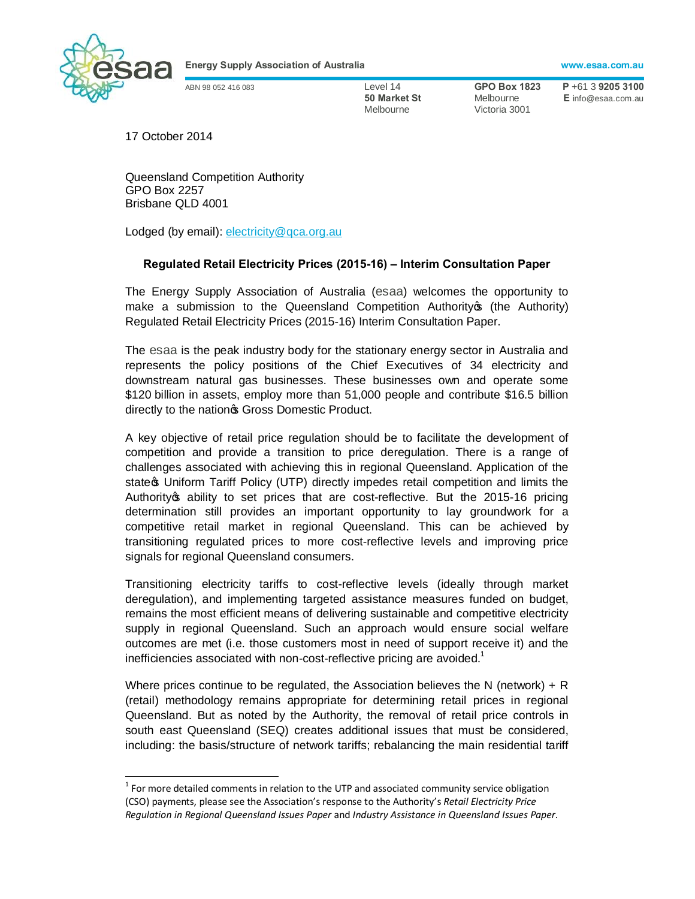Energy Supply Association of Australia

www.esaa.com.au

ABN 98 052 416 083

Level 14
**50 Market St**
Melbourne

**GPO Box 1823**
Melbourne
Victoria 3001

**P** +61 3 **9205 3100**
**E** info@esaa.com.au

17 October 2014

Queensland Competition Authority
GPO Box 2257
Brisbane QLD 4001

Lodged (by email): electricity@qca.org.au

**Regulated Retail Electricity Prices (2015-16) – Interim Consultation Paper**

The Energy Supply Association of Australia (esaa) welcomes the opportunity to make a submission to the Queensland Competition Authority's (the Authority) Regulated Retail Electricity Prices (2015-16) Interim Consultation Paper.

The esaa is the peak industry body for the stationary energy sector in Australia and represents the policy positions of the Chief Executives of 34 electricity and downstream natural gas businesses. These businesses own and operate some $120 billion in assets, employ more than 51,000 people and contribute $16.5 billion directly to the nation's Gross Domestic Product.

A key objective of retail price regulation should be to facilitate the development of competition and provide a transition to price deregulation. There is a range of challenges associated with achieving this in regional Queensland. Application of the state's Uniform Tariff Policy (UTP) directly impedes retail competition and limits the Authority's ability to set prices that are cost-reflective. But the 2015-16 pricing determination still provides an important opportunity to lay groundwork for a competitive retail market in regional Queensland. This can be achieved by transitioning regulated prices to more cost-reflective levels and improving price signals for regional Queensland consumers.

Transitioning electricity tariffs to cost-reflective levels (ideally through market deregulation), and implementing targeted assistance measures funded on budget, remains the most efficient means of delivering sustainable and competitive electricity supply in regional Queensland. Such an approach would ensure social welfare outcomes are met (i.e. those customers most in need of support receive it) and the inefficiencies associated with non-cost-reflective pricing are avoided.[1]

Where prices continue to be regulated, the Association believes the N (network) + R (retail) methodology remains appropriate for determining retail prices in regional Queensland. But as noted by the Authority, the removal of retail price controls in south east Queensland (SEQ) creates additional issues that must be considered, including: the basis/structure of network tariffs; rebalancing the main residential tariff

[1] For more detailed comments in relation to the UTP and associated community service obligation (CSO) payments, please see the Association's response to the Authority's *Retail Electricity Price Regulation in Regional Queensland Issues Paper* and *Industry Assistance in Queensland Issues Paper*.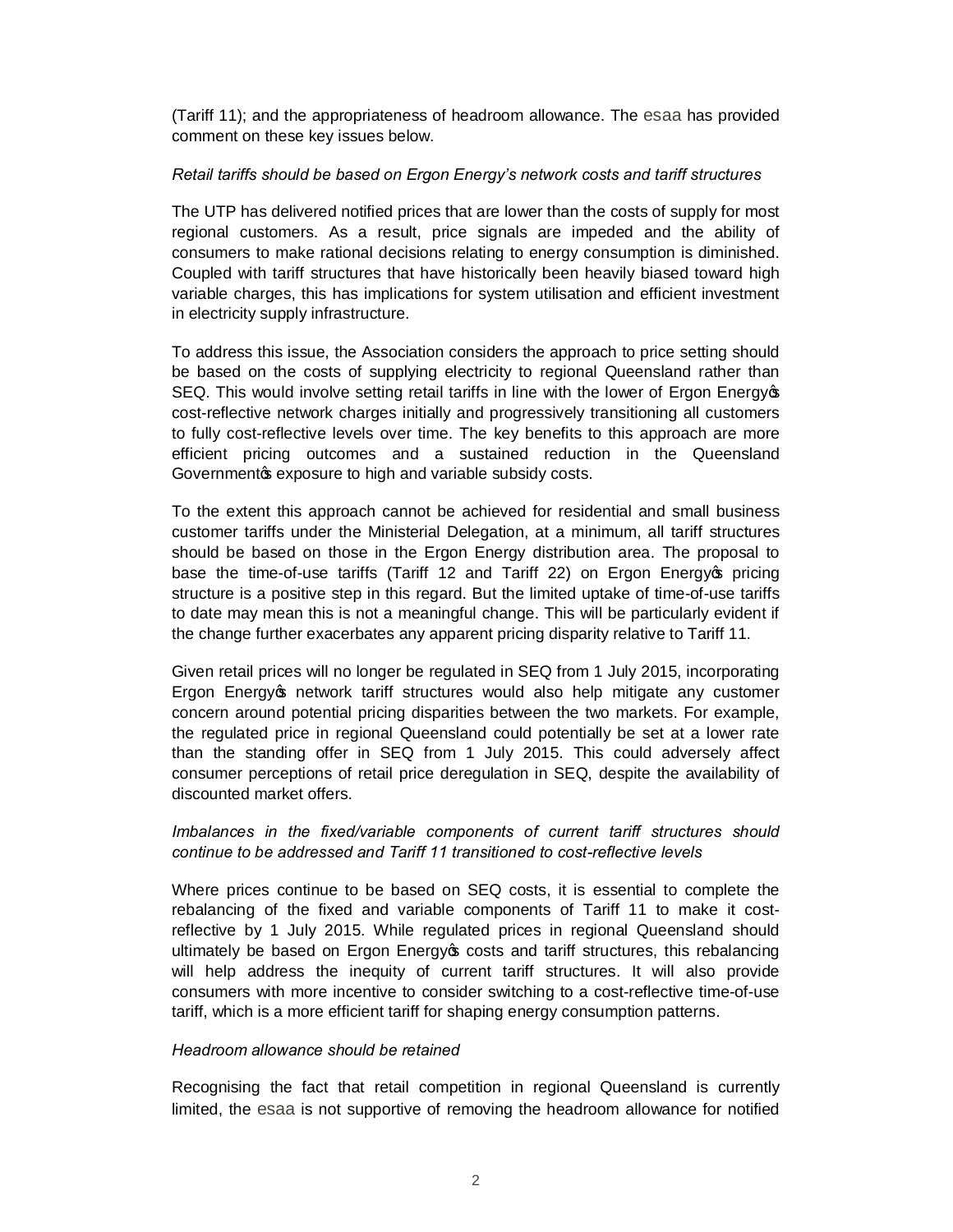(Tariff 11); and the appropriateness of headroom allowance. The esaa has provided comment on these key issues below.

*Retail tariffs should be based on Ergon Energy's network costs and tariff structures*

The UTP has delivered notified prices that are lower than the costs of supply for most regional customers. As a result, price signals are impeded and the ability of consumers to make rational decisions relating to energy consumption is diminished. Coupled with tariff structures that have historically been heavily biased toward high variable charges, this has implications for system utilisation and efficient investment in electricity supply infrastructure.

To address this issue, the Association considers the approach to price setting should be based on the costs of supplying electricity to regional Queensland rather than SEQ. This would involve setting retail tariffs in line with the lower of Ergon Energy's cost-reflective network charges initially and progressively transitioning all customers to fully cost-reflective levels over time. The key benefits to this approach are more efficient pricing outcomes and a sustained reduction in the Queensland Government's exposure to high and variable subsidy costs.

To the extent this approach cannot be achieved for residential and small business customer tariffs under the Ministerial Delegation, at a minimum, all tariff structures should be based on those in the Ergon Energy distribution area. The proposal to base the time-of-use tariffs (Tariff 12 and Tariff 22) on Ergon Energy's pricing structure is a positive step in this regard. But the limited uptake of time-of-use tariffs to date may mean this is not a meaningful change. This will be particularly evident if the change further exacerbates any apparent pricing disparity relative to Tariff 11.

Given retail prices will no longer be regulated in SEQ from 1 July 2015, incorporating Ergon Energy's network tariff structures would also help mitigate any customer concern around potential pricing disparities between the two markets. For example, the regulated price in regional Queensland could potentially be set at a lower rate than the standing offer in SEQ from 1 July 2015. This could adversely affect consumer perceptions of retail price deregulation in SEQ, despite the availability of discounted market offers.

*Imbalances in the fixed/variable components of current tariff structures should continue to be addressed and Tariff 11 transitioned to cost-reflective levels*

Where prices continue to be based on SEQ costs, it is essential to complete the rebalancing of the fixed and variable components of Tariff 11 to make it cost-reflective by 1 July 2015. While regulated prices in regional Queensland should ultimately be based on Ergon Energy's costs and tariff structures, this rebalancing will help address the inequity of current tariff structures. It will also provide consumers with more incentive to consider switching to a cost-reflective time-of-use tariff, which is a more efficient tariff for shaping energy consumption patterns.

*Headroom allowance should be retained*

Recognising the fact that retail competition in regional Queensland is currently limited, the esaa is not supportive of removing the headroom allowance for notified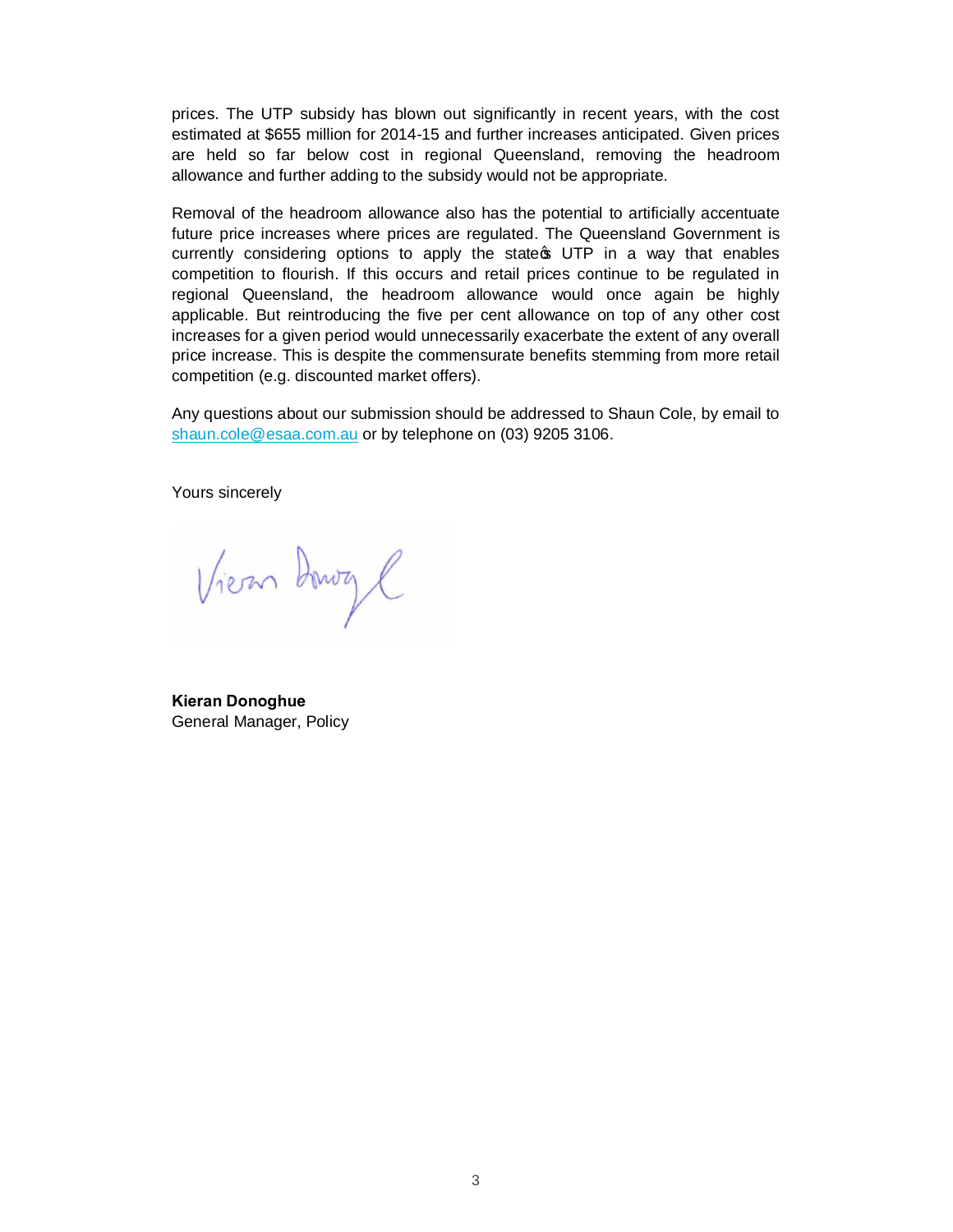prices. The UTP subsidy has blown out significantly in recent years, with the cost estimated at $655 million for 2014-15 and further increases anticipated. Given prices are held so far below cost in regional Queensland, removing the headroom allowance and further adding to the subsidy would not be appropriate.

Removal of the headroom allowance also has the potential to artificially accentuate future price increases where prices are regulated. The Queensland Government is currently considering options to apply the state's UTP in a way that enables competition to flourish. If this occurs and retail prices continue to be regulated in regional Queensland, the headroom allowance would once again be highly applicable. But reintroducing the five per cent allowance on top of any other cost increases for a given period would unnecessarily exacerbate the extent of any overall price increase. This is despite the commensurate benefits stemming from more retail competition (e.g. discounted market offers).

Any questions about our submission should be addressed to Shaun Cole, by email to shaun.cole@esaa.com.au or by telephone on (03) 9205 3106.

Yours sincerely

**Kieran Donoghue**
General Manager, Policy